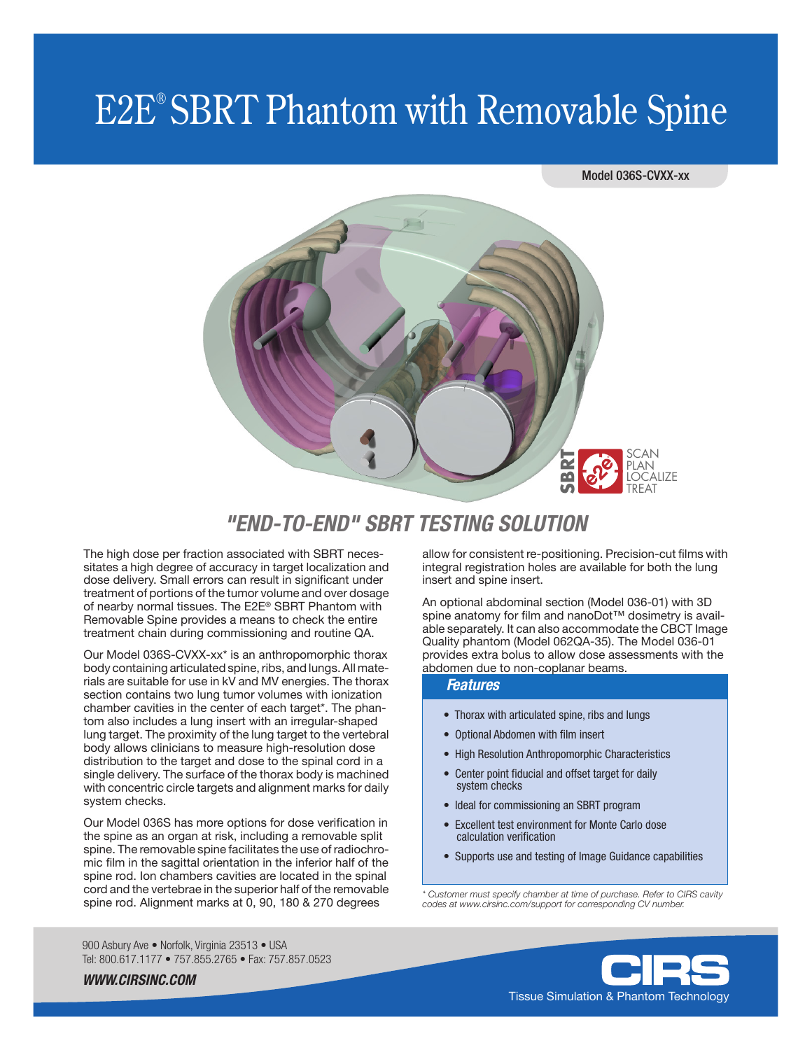# E2E® SBRT Phantom with Removable Spine

Model 036S-CVXX-xx

SBRT SCAN PLAN LOCALIZE TREAT

## "END-TO-END" SBRT TESTING SOLUTION

The high dose per fraction associated with SBRT necessitates a high degree of accuracy in target localization and dose delivery. Small errors can result in significant under treatment of portions of the tumor volume and over dosage of nearby normal tissues. The E2E® SBRT Phantom with Removable Spine provides a means to check the entire treatment chain during commissioning and routine QA.

Our Model 036S-CVXX-xx* is an anthropomorphic thorax body containing articulated spine, ribs, and lungs. All materials are suitable for use in kV and MV energies. The thorax section contains two lung tumor volumes with ionization chamber cavities in the center of each target*. The phantom also includes a lung insert with an irregular-shaped lung target. The proximity of the lung target to the vertebral body allows clinicians to measure high-resolution dose distribution to the target and dose to the spinal cord in a single delivery. The surface of the thorax body is machined with concentric circle targets and alignment marks for daily system checks.

Our Model 036S has more options for dose verification in the spine as an organ at risk, including a removable split spine. The removable spine facilitates the use of radiochromic film in the sagittal orientation in the inferior half of the spine rod. Ion chambers cavities are located in the spinal cord and the vertebrae in the superior half of the removable spine rod. Alignment marks at 0, 90, 180 & 270 degrees allow for consistent re-positioning. Precision-cut films with integral registration holes are available for both the lung insert and spine insert.

An optional abdominal section (Model 036-01) with 3D spine anatomy for film and nanoDot™ dosimetry is available separately. It can also accommodate the CBCT Image Quality phantom (Model 062QA-35). The Model 036-01 provides extra bolus to allow dose assessments with the abdomen due to non-coplanar beams.

### Features

- Thorax with articulated spine, ribs and lungs
- Optional Abdomen with film insert
- High Resolution Anthropomorphic Characteristics
- Center point fiducial and offset target for daily system checks
- Ideal for commissioning an SBRT program
- Excellent test environment for Monte Carlo dose calculation verification
- Supports use and testing of Image Guidance capabilities

*\* Customer must specify chamber at time of purchase. Refer to CIRS cavity codes at www.cirsinc.com/support for corresponding CV number.*

900 Asbury Ave • Norfolk, Virginia 23513 • USA
Tel: 800.617.1177 • 757.855.2765 • Fax: 757.857.0523

***WWW.CIRSINC.COM***

CIRS
Tissue Simulation & Phantom Technology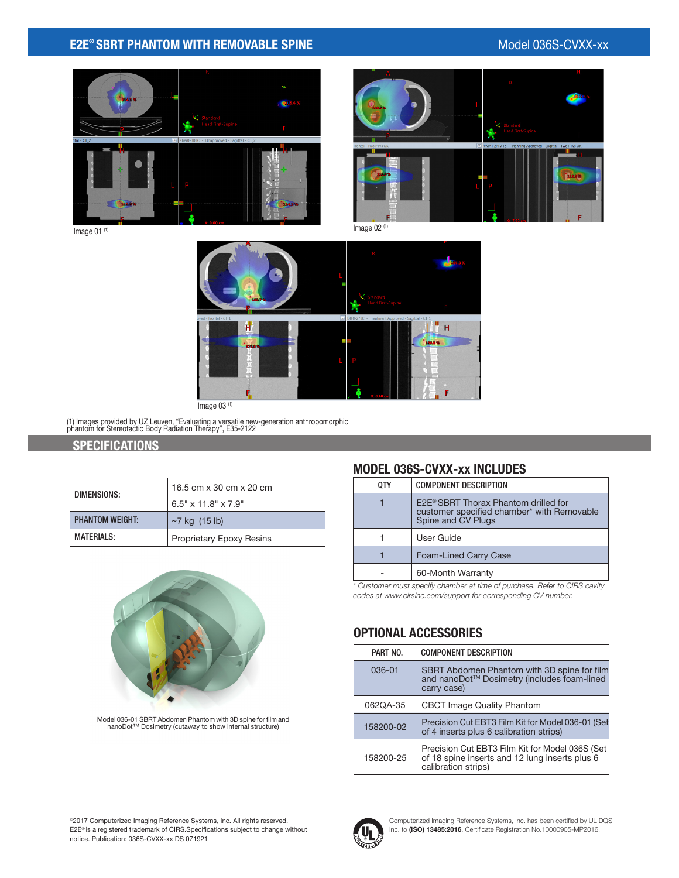# E2E® SBRT PHANTOM WITH REMOVABLE SPINE

Model 036S-CVXX-xx

Image 01 [(1)]

Image 02 [(1)]

Image 03 [(1)]

(1) Images provided by UZ Leuven, "Evaluating a versatile new-generation anthropomorphic phantom for Stereotactic Body Radiation Therapy", E35-2122

## SPECIFICATIONS

| | |
|---|---|
| DIMENSIONS: | 16.5 cm x 30 cm x 20 cm<br>6.5" x 11.8" x 7.9" |
| PHANTOM WEIGHT: | ~7 kg (15 lb) |
| MATERIALS: | Proprietary Epoxy Resins |

Model 036-01 SBRT Abdomen Phantom with 3D spine for film and nanoDot™ Dosimetry (cutaway to show internal structure)

## MODEL 036S-CVXX-xx INCLUDES

| QTY | COMPONENT DESCRIPTION |
|---|---|
| 1 | E2E® SBRT Thorax Phantom drilled for customer specified chamber* with Removable Spine and CV Plugs |
| 1 | User Guide |
| 1 | Foam-Lined Carry Case |
| - | 60-Month Warranty |

*\* Customer must specify chamber at time of purchase. Refer to CIRS cavity codes at www.cirsinc.com/support for corresponding CV number.*

## OPTIONAL ACCESSORIES

| PART NO. | COMPONENT DESCRIPTION |
|---|---|
| 036-01 | SBRT Abdomen Phantom with 3D spine for film and nanoDot™ Dosimetry (includes foam-lined carry case) |
| 062QA-35 | CBCT Image Quality Phantom |
| 158200-02 | Precision Cut EBT3 Film Kit for Model 036-01 (Set of 4 inserts plus 6 calibration strips) |
| 158200-25 | Precision Cut EBT3 Film Kit for Model 036S (Set of 18 spine inserts and 12 lung inserts plus 6 calibration strips) |

©2017 Computerized Imaging Reference Systems, Inc. All rights reserved.
E2E® is a registered trademark of CIRS.Specifications subject to change without notice. Publication: 036S-CVXX-xx DS 071921

Computerized Imaging Reference Systems, Inc. has been certified by UL DQS Inc. to **(ISO) 13485:2016**. Certificate Registration No.10000905-MP2016.